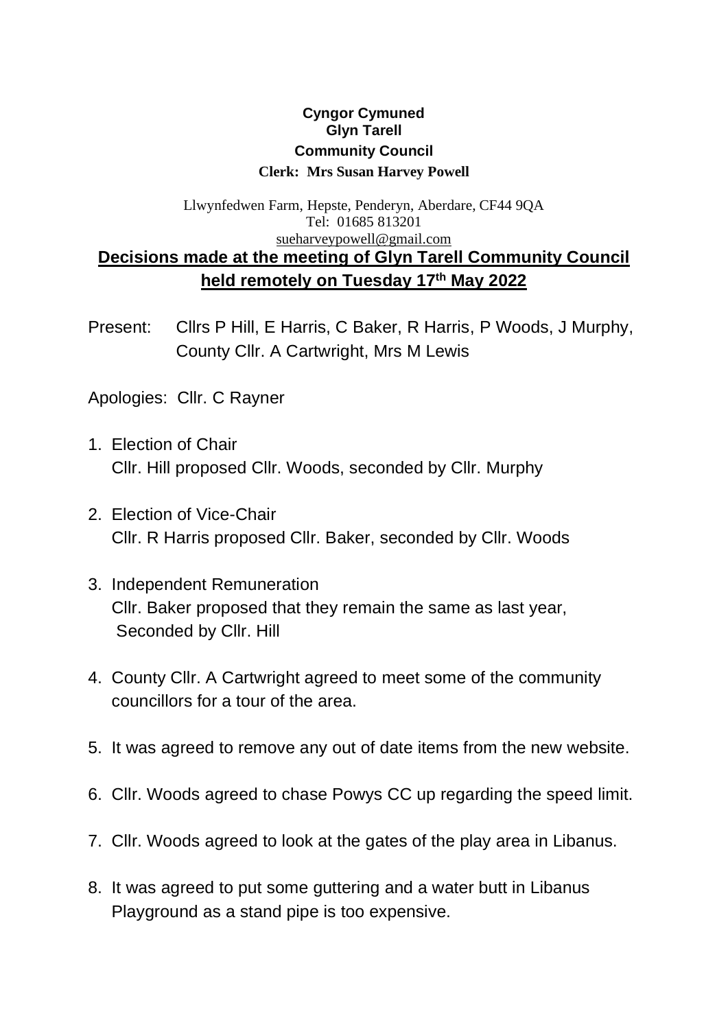**Cyngor Cymuned**
**Glyn Tarell**
**Community Council**
**Clerk: Mrs Susan Harvey Powell**

Llwynfedwen Farm, Hepste, Penderyn, Aberdare, CF44 9QA
Tel: 01685 813201
sueharveypowell@gmail.com

## Decisions made at the meeting of Glyn Tarell Community Council held remotely on Tuesday 17th May 2022

Present: Cllrs P Hill, E Harris, C Baker, R Harris, P Woods, J Murphy, County Cllr. A Cartwright, Mrs M Lewis

Apologies: Cllr. C Rayner

1. Election of Chair
   Cllr. Hill proposed Cllr. Woods, seconded by Cllr. Murphy

2. Election of Vice-Chair
   Cllr. R Harris proposed Cllr. Baker, seconded by Cllr. Woods

3. Independent Remuneration
   Cllr. Baker proposed that they remain the same as last year, Seconded by Cllr. Hill

4. County Cllr. A Cartwright agreed to meet some of the community councillors for a tour of the area.

5. It was agreed to remove any out of date items from the new website.

6. Cllr. Woods agreed to chase Powys CC up regarding the speed limit.

7. Cllr. Woods agreed to look at the gates of the play area in Libanus.

8. It was agreed to put some guttering and a water butt in Libanus Playground as a stand pipe is too expensive.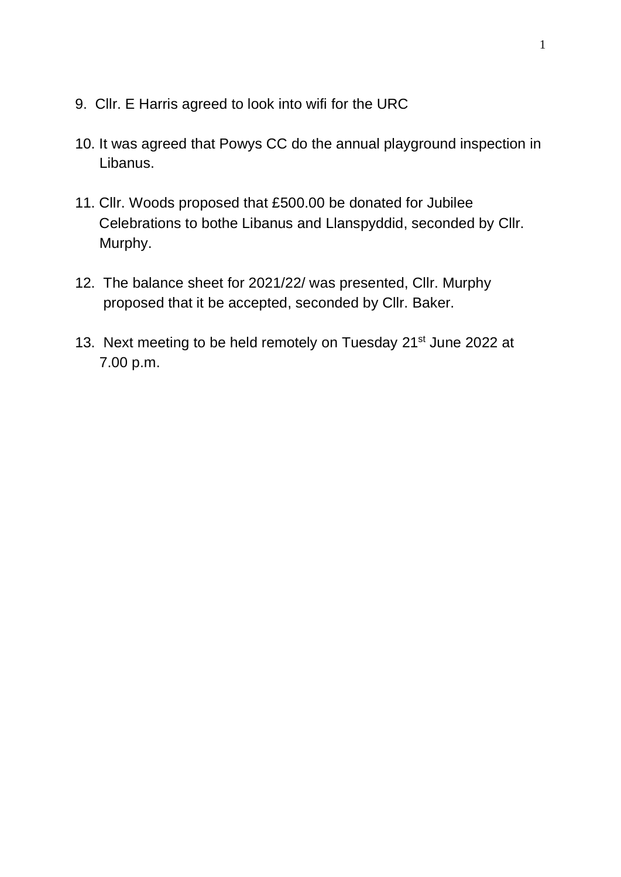9. Cllr. E Harris agreed to look into wifi for the URC

10. It was agreed that Powys CC do the annual playground inspection in Libanus.

11. Cllr. Woods proposed that £500.00 be donated for Jubilee Celebrations to bothe Libanus and Llanspyddid, seconded by Cllr. Murphy.

12. The balance sheet for 2021/22/ was presented, Cllr. Murphy proposed that it be accepted, seconded by Cllr. Baker.

13. Next meeting to be held remotely on Tuesday 21st June 2022 at 7.00 p.m.